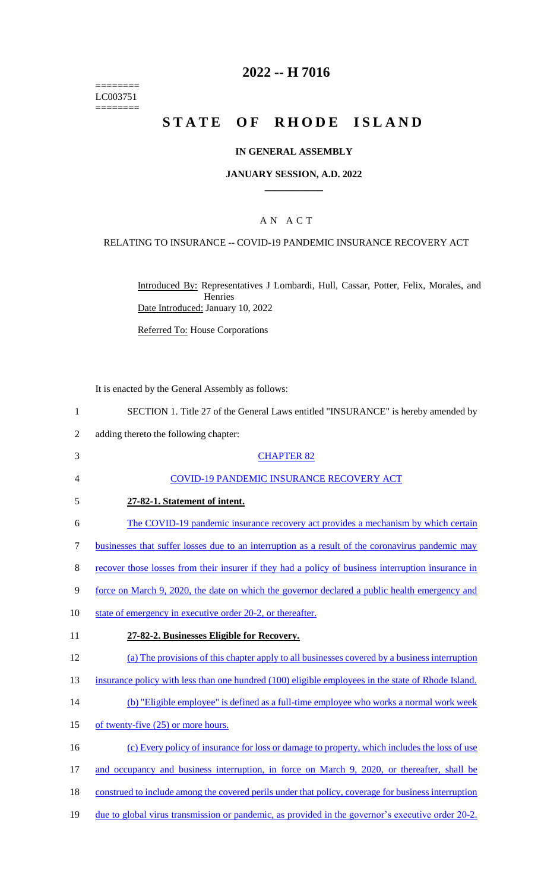========
LC003751
========

# 2022 -- H 7016

# STATE OF RHODE ISLAND

## IN GENERAL ASSEMBLY

### JANUARY SESSION, A.D. 2022

## A N A C T

RELATING TO INSURANCE -- COVID-19 PANDEMIC INSURANCE RECOVERY ACT

Introduced By: Representatives J Lombardi, Hull, Cassar, Potter, Felix, Morales, and Henries

Date Introduced: January 10, 2022

Referred To: House Corporations

It is enacted by the General Assembly as follows:

1 SECTION 1. Title 27 of the General Laws entitled "INSURANCE" is hereby amended by
2 adding thereto the following chapter:

3 CHAPTER 82

4 COVID-19 PANDEMIC INSURANCE RECOVERY ACT

5 **27-82-1. Statement of intent.**

6 The COVID-19 pandemic insurance recovery act provides a mechanism by which certain
7 businesses that suffer losses due to an interruption as a result of the coronavirus pandemic may
8 recover those losses from their insurer if they had a policy of business interruption insurance in
9 force on March 9, 2020, the date on which the governor declared a public health emergency and
10 state of emergency in executive order 20-2, or thereafter.

11 **27-82-2. Businesses Eligible for Recovery.**

12 (a) The provisions of this chapter apply to all businesses covered by a business interruption
13 insurance policy with less than one hundred (100) eligible employees in the state of Rhode Island.
14 (b) "Eligible employee" is defined as a full-time employee who works a normal work week
15 of twenty-five (25) or more hours.
16 (c) Every policy of insurance for loss or damage to property, which includes the loss of use
17 and occupancy and business interruption, in force on March 9, 2020, or thereafter, shall be
18 construed to include among the covered perils under that policy, coverage for business interruption
19 due to global virus transmission or pandemic, as provided in the governor's executive order 20-2.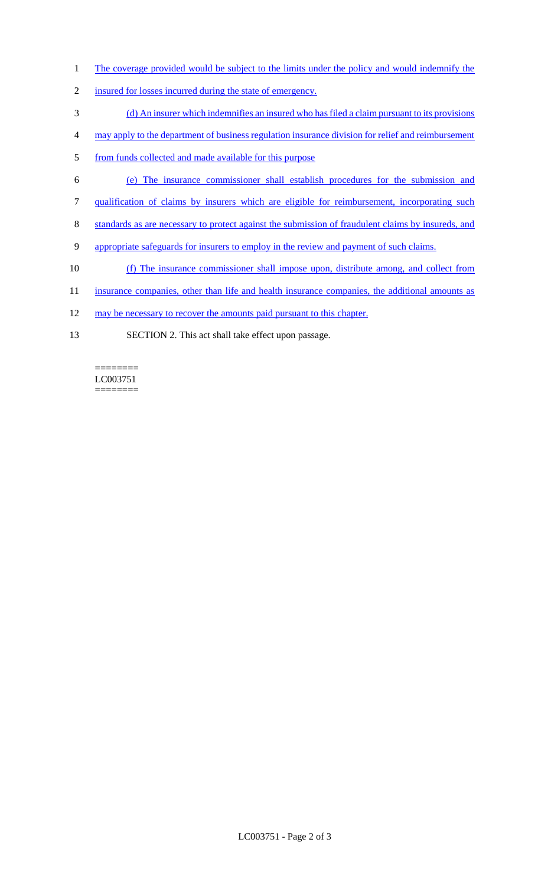The coverage provided would be subject to the limits under the policy and would indemnify the insured for losses incurred during the state of emergency.

(d) An insurer which indemnifies an insured who has filed a claim pursuant to its provisions may apply to the department of business regulation insurance division for relief and reimbursement from funds collected and made available for this purpose

(e) The insurance commissioner shall establish procedures for the submission and qualification of claims by insurers which are eligible for reimbursement, incorporating such standards as are necessary to protect against the submission of fraudulent claims by insureds, and appropriate safeguards for insurers to employ in the review and payment of such claims.

(f) The insurance commissioner shall impose upon, distribute among, and collect from insurance companies, other than life and health insurance companies, the additional amounts as may be necessary to recover the amounts paid pursuant to this chapter.

SECTION 2. This act shall take effect upon passage.

========
LC003751
========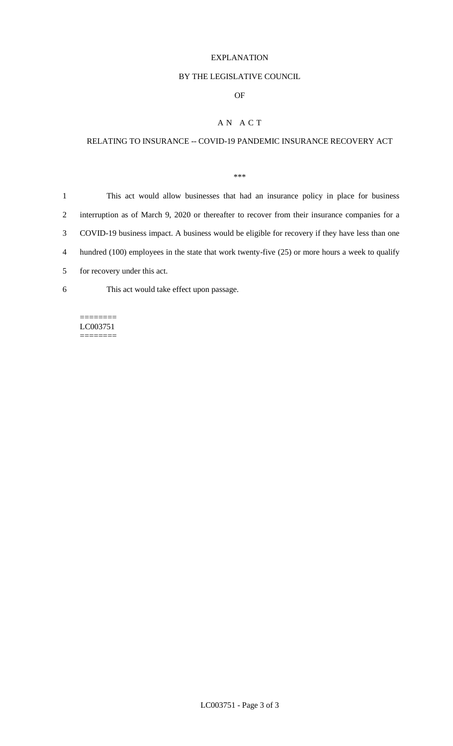EXPLANATION

BY THE LEGISLATIVE COUNCIL

OF

A N A C T

RELATING TO INSURANCE -- COVID-19 PANDEMIC INSURANCE RECOVERY ACT

\*\*\*

This act would allow businesses that had an insurance policy in place for business interruption as of March 9, 2020 or thereafter to recover from their insurance companies for a COVID-19 business impact. A business would be eligible for recovery if they have less than one hundred (100) employees in the state that work twenty-five (25) or more hours a week to qualify for recovery under this act.

This act would take effect upon passage.

========
LC003751
========